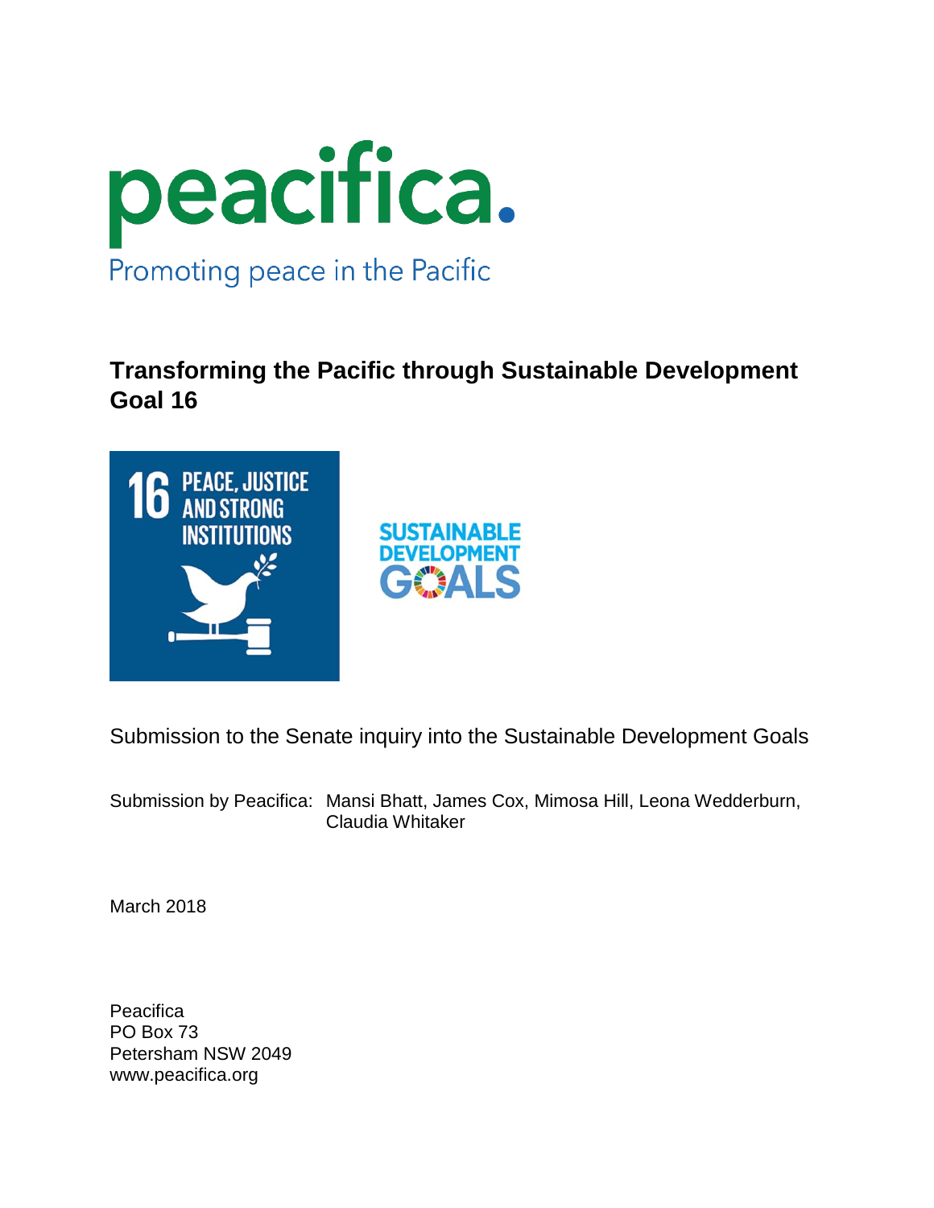peacifica.

Promoting peace in the Pacific

# Transforming the Pacific through Sustainable Development Goal 16

Submission to the Senate inquiry into the Sustainable Development Goals

Submission by Peacifica: Mansi Bhatt, James Cox, Mimosa Hill, Leona Wedderburn, Claudia Whitaker

March 2018

Peacifica
PO Box 73
Petersham NSW 2049
www.peacifica.org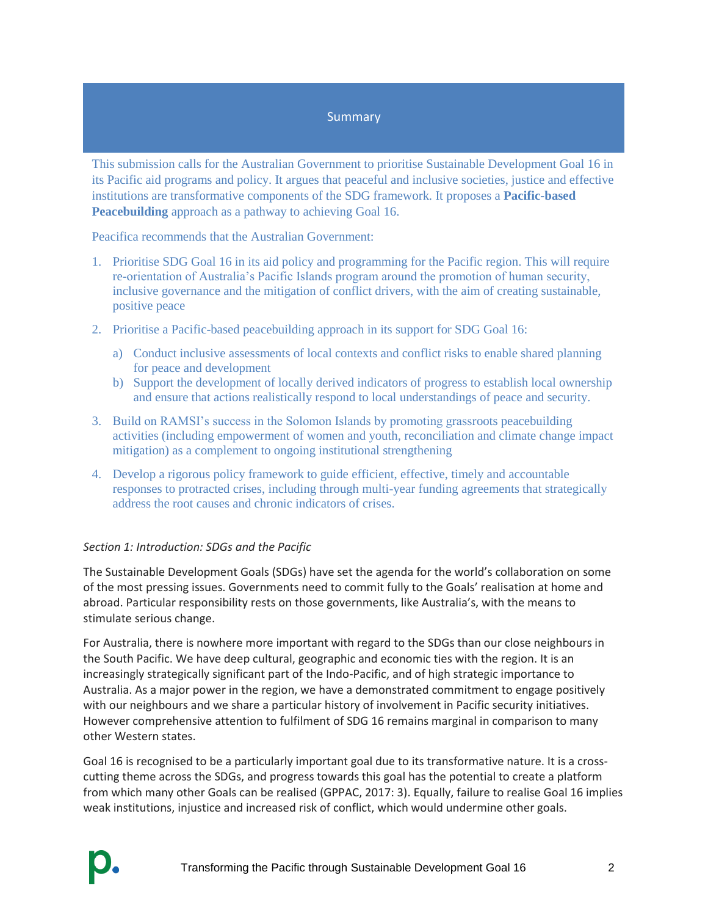## Summary

This submission calls for the Australian Government to prioritise Sustainable Development Goal 16 in its Pacific aid programs and policy. It argues that peaceful and inclusive societies, justice and effective institutions are transformative components of the SDG framework. It proposes a **Pacific-based Peacebuilding** approach as a pathway to achieving Goal 16.

Peacifica recommends that the Australian Government:

1. Prioritise SDG Goal 16 in its aid policy and programming for the Pacific region. This will require re-orientation of Australia's Pacific Islands program around the promotion of human security, inclusive governance and the mitigation of conflict drivers, with the aim of creating sustainable, positive peace
2. Prioritise a Pacific-based peacebuilding approach in its support for SDG Goal 16:
   a) Conduct inclusive assessments of local contexts and conflict risks to enable shared planning for peace and development
   b) Support the development of locally derived indicators of progress to establish local ownership and ensure that actions realistically respond to local understandings of peace and security.
3. Build on RAMSI's success in the Solomon Islands by promoting grassroots peacebuilding activities (including empowerment of women and youth, reconciliation and climate change impact mitigation) as a complement to ongoing institutional strengthening
4. Develop a rigorous policy framework to guide efficient, effective, timely and accountable responses to protracted crises, including through multi-year funding agreements that strategically address the root causes and chronic indicators of crises.

*Section 1: Introduction: SDGs and the Pacific*

The Sustainable Development Goals (SDGs) have set the agenda for the world's collaboration on some of the most pressing issues. Governments need to commit fully to the Goals' realisation at home and abroad. Particular responsibility rests on those governments, like Australia's, with the means to stimulate serious change.

For Australia, there is nowhere more important with regard to the SDGs than our close neighbours in the South Pacific. We have deep cultural, geographic and economic ties with the region. It is an increasingly strategically significant part of the Indo-Pacific, and of high strategic importance to Australia. As a major power in the region, we have a demonstrated commitment to engage positively with our neighbours and we share a particular history of involvement in Pacific security initiatives. However comprehensive attention to fulfilment of SDG 16 remains marginal in comparison to many other Western states.

Goal 16 is recognised to be a particularly important goal due to its transformative nature. It is a cross-cutting theme across the SDGs, and progress towards this goal has the potential to create a platform from which many other Goals can be realised (GPPAC, 2017: 3). Equally, failure to realise Goal 16 implies weak institutions, injustice and increased risk of conflict, which would undermine other goals.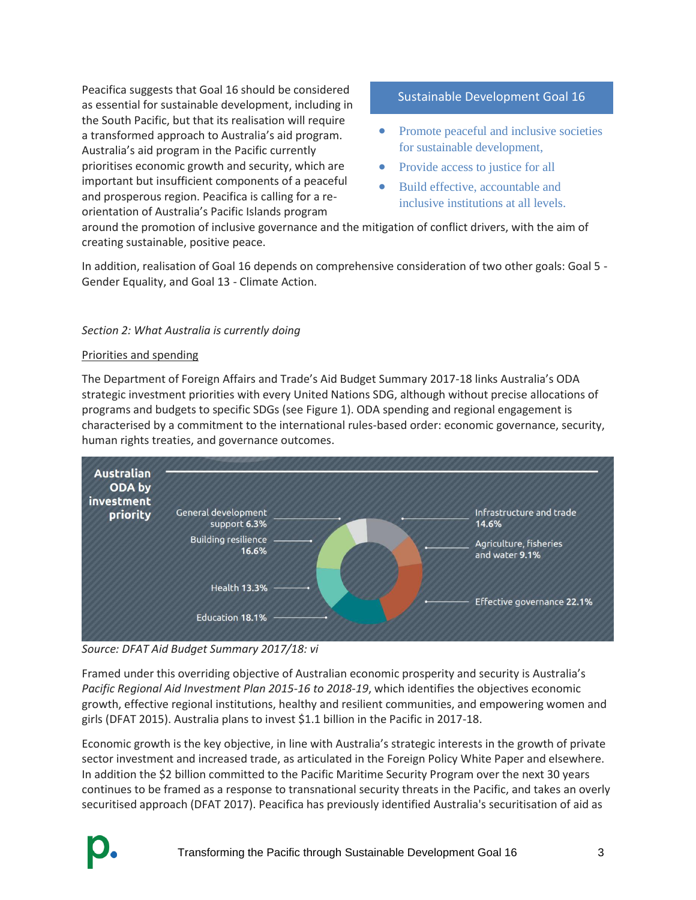Peacifica suggests that Goal 16 should be considered as essential for sustainable development, including in the South Pacific, but that its realisation will require a transformed approach to Australia's aid program. Australia's aid program in the Pacific currently prioritises economic growth and security, which are important but insufficient components of a peaceful and prosperous region. Peacifica is calling for a re-orientation of Australia's Pacific Islands program around the promotion of inclusive governance and the mitigation of conflict drivers, with the aim of creating sustainable, positive peace.

> **Sustainable Development Goal 16**
>
> - Promote peaceful and inclusive societies for sustainable development,
> - Provide access to justice for all
> - Build effective, accountable and inclusive institutions at all levels.

In addition, realisation of Goal 16 depends on comprehensive consideration of two other goals: Goal 5 - Gender Equality, and Goal 13 - Climate Action.

*Section 2: What Australia is currently doing*

Priorities and spending

The Department of Foreign Affairs and Trade's Aid Budget Summary 2017-18 links Australia's ODA strategic investment priorities with every United Nations SDG, although without precise allocations of programs and budgets to specific SDGs (see Figure 1). ODA spending and regional engagement is characterised by a commitment to the international rules-based order: economic governance, security, human rights treaties, and governance outcomes.

**Australian ODA by investment priority**

| Investment priority | Share |
|---|---|
| General development support | 6.3% |
| Building resilience | 16.6% |
| Health | 13.3% |
| Education | 18.1% |
| Infrastructure and trade | 14.6% |
| Agriculture, fisheries and water | 9.1% |
| Effective governance | 22.1% |

*Source: DFAT Aid Budget Summary 2017/18: vi*

Framed under this overriding objective of Australian economic prosperity and security is Australia's *Pacific Regional Aid Investment Plan 2015-16 to 2018-19*, which identifies the objectives economic growth, effective regional institutions, healthy and resilient communities, and empowering women and girls (DFAT 2015). Australia plans to invest $1.1 billion in the Pacific in 2017-18.

Economic growth is the key objective, in line with Australia's strategic interests in the growth of private sector investment and increased trade, as articulated in the Foreign Policy White Paper and elsewhere. In addition the $2 billion committed to the Pacific Maritime Security Program over the next 30 years continues to be framed as a response to transnational security threats in the Pacific, and takes an overly securitised approach (DFAT 2017). Peacifica has previously identified Australia's securitisation of aid as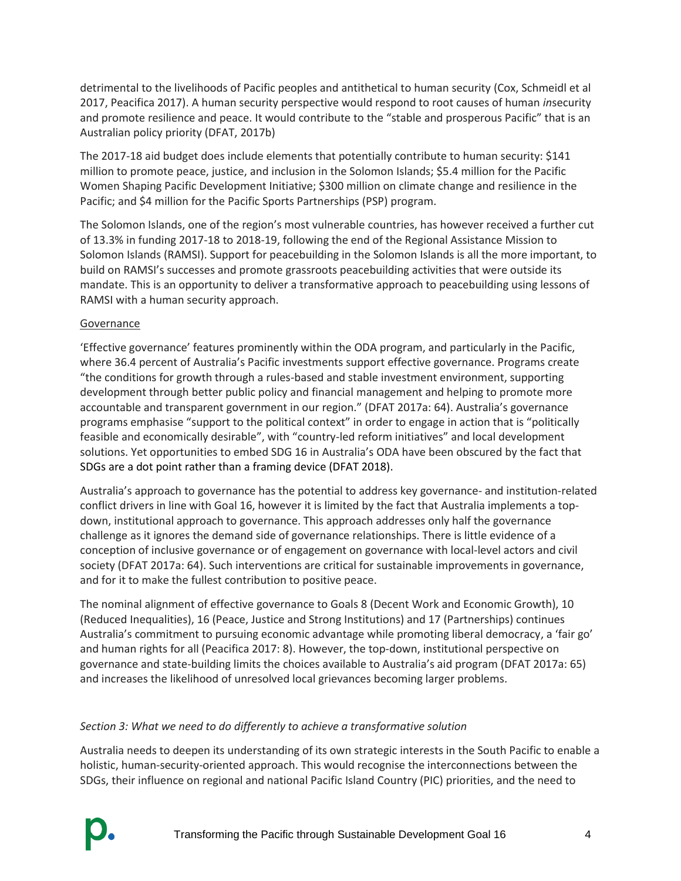detrimental to the livelihoods of Pacific peoples and antithetical to human security (Cox, Schmeidl et al 2017, Peacifica 2017). A human security perspective would respond to root causes of human *in*security and promote resilience and peace. It would contribute to the "stable and prosperous Pacific" that is an Australian policy priority (DFAT, 2017b)

The 2017-18 aid budget does include elements that potentially contribute to human security: $141 million to promote peace, justice, and inclusion in the Solomon Islands; $5.4 million for the Pacific Women Shaping Pacific Development Initiative; $300 million on climate change and resilience in the Pacific; and $4 million for the Pacific Sports Partnerships (PSP) program.

The Solomon Islands, one of the region's most vulnerable countries, has however received a further cut of 13.3% in funding 2017-18 to 2018-19, following the end of the Regional Assistance Mission to Solomon Islands (RAMSI). Support for peacebuilding in the Solomon Islands is all the more important, to build on RAMSI's successes and promote grassroots peacebuilding activities that were outside its mandate. This is an opportunity to deliver a transformative approach to peacebuilding using lessons of RAMSI with a human security approach.

<u>Governance</u>

'Effective governance' features prominently within the ODA program, and particularly in the Pacific, where 36.4 percent of Australia's Pacific investments support effective governance. Programs create "the conditions for growth through a rules-based and stable investment environment, supporting development through better public policy and financial management and helping to promote more accountable and transparent government in our region." (DFAT 2017a: 64). Australia's governance programs emphasise "support to the political context" in order to engage in action that is "politically feasible and economically desirable", with "country-led reform initiatives" and local development solutions. Yet opportunities to embed SDG 16 in Australia's ODA have been obscured by the fact that SDGs are a dot point rather than a framing device (DFAT 2018).

Australia's approach to governance has the potential to address key governance- and institution-related conflict drivers in line with Goal 16, however it is limited by the fact that Australia implements a top-down, institutional approach to governance. This approach addresses only half the governance challenge as it ignores the demand side of governance relationships. There is little evidence of a conception of inclusive governance or of engagement on governance with local-level actors and civil society (DFAT 2017a: 64). Such interventions are critical for sustainable improvements in governance, and for it to make the fullest contribution to positive peace.

The nominal alignment of effective governance to Goals 8 (Decent Work and Economic Growth), 10 (Reduced Inequalities), 16 (Peace, Justice and Strong Institutions) and 17 (Partnerships) continues Australia's commitment to pursuing economic advantage while promoting liberal democracy, a 'fair go' and human rights for all (Peacifica 2017: 8). However, the top-down, institutional perspective on governance and state-building limits the choices available to Australia's aid program (DFAT 2017a: 65) and increases the likelihood of unresolved local grievances becoming larger problems.

*Section 3: What we need to do differently to achieve a transformative solution*

Australia needs to deepen its understanding of its own strategic interests in the South Pacific to enable a holistic, human-security-oriented approach. This would recognise the interconnections between the SDGs, their influence on regional and national Pacific Island Country (PIC) priorities, and the need to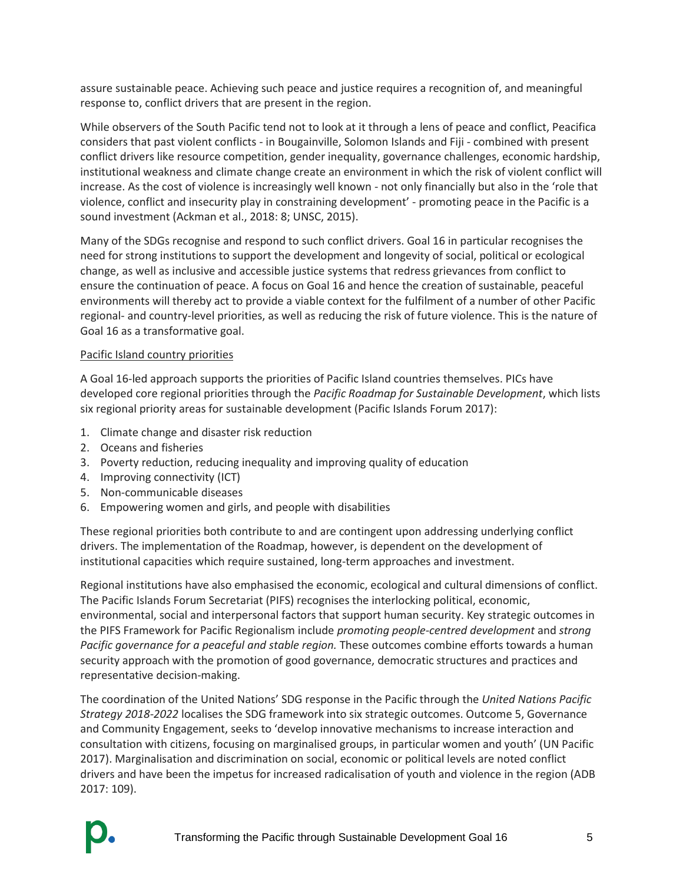assure sustainable peace. Achieving such peace and justice requires a recognition of, and meaningful response to, conflict drivers that are present in the region.

While observers of the South Pacific tend not to look at it through a lens of peace and conflict, Peacifica considers that past violent conflicts - in Bougainville, Solomon Islands and Fiji - combined with present conflict drivers like resource competition, gender inequality, governance challenges, economic hardship, institutional weakness and climate change create an environment in which the risk of violent conflict will increase. As the cost of violence is increasingly well known - not only financially but also in the 'role that violence, conflict and insecurity play in constraining development' - promoting peace in the Pacific is a sound investment (Ackman et al., 2018: 8; UNSC, 2015).

Many of the SDGs recognise and respond to such conflict drivers. Goal 16 in particular recognises the need for strong institutions to support the development and longevity of social, political or ecological change, as well as inclusive and accessible justice systems that redress grievances from conflict to ensure the continuation of peace. A focus on Goal 16 and hence the creation of sustainable, peaceful environments will thereby act to provide a viable context for the fulfilment of a number of other Pacific regional- and country-level priorities, as well as reducing the risk of future violence. This is the nature of Goal 16 as a transformative goal.

<u>Pacific Island country priorities</u>

A Goal 16-led approach supports the priorities of Pacific Island countries themselves. PICs have developed core regional priorities through the *Pacific Roadmap for Sustainable Development*, which lists six regional priority areas for sustainable development (Pacific Islands Forum 2017):

1. Climate change and disaster risk reduction
2. Oceans and fisheries
3. Poverty reduction, reducing inequality and improving quality of education
4. Improving connectivity (ICT)
5. Non-communicable diseases
6. Empowering women and girls, and people with disabilities

These regional priorities both contribute to and are contingent upon addressing underlying conflict drivers. The implementation of the Roadmap, however, is dependent on the development of institutional capacities which require sustained, long-term approaches and investment.

Regional institutions have also emphasised the economic, ecological and cultural dimensions of conflict. The Pacific Islands Forum Secretariat (PIFS) recognises the interlocking political, economic, environmental, social and interpersonal factors that support human security. Key strategic outcomes in the PIFS Framework for Pacific Regionalism include *promoting people-centred development* and *strong Pacific governance for a peaceful and stable region.* These outcomes combine efforts towards a human security approach with the promotion of good governance, democratic structures and practices and representative decision-making.

The coordination of the United Nations' SDG response in the Pacific through the *United Nations Pacific Strategy 2018-2022* localises the SDG framework into six strategic outcomes. Outcome 5, Governance and Community Engagement, seeks to 'develop innovative mechanisms to increase interaction and consultation with citizens, focusing on marginalised groups, in particular women and youth' (UN Pacific 2017). Marginalisation and discrimination on social, economic or political levels are noted conflict drivers and have been the impetus for increased radicalisation of youth and violence in the region (ADB 2017: 109).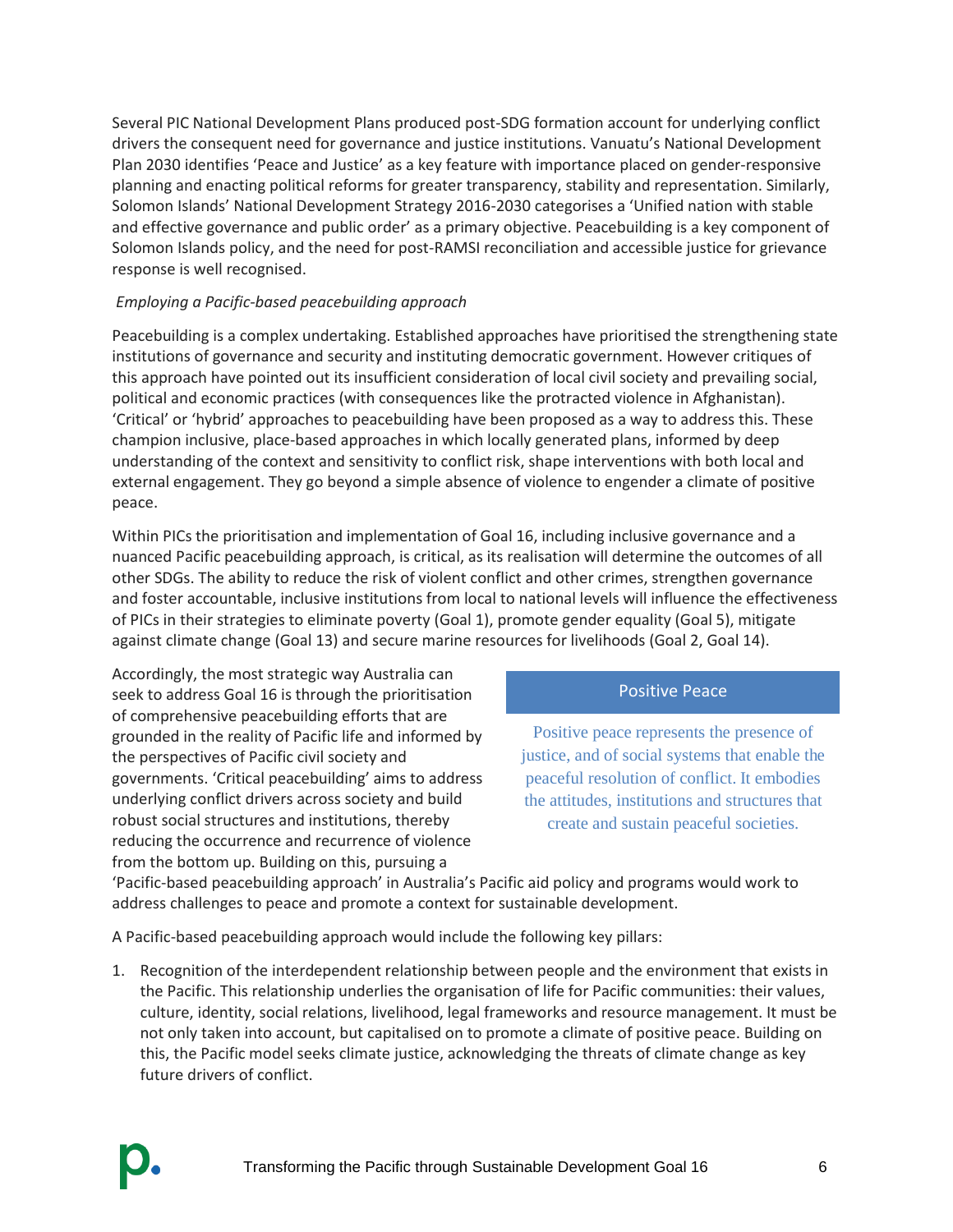Several PIC National Development Plans produced post-SDG formation account for underlying conflict drivers the consequent need for governance and justice institutions. Vanuatu's National Development Plan 2030 identifies 'Peace and Justice' as a key feature with importance placed on gender-responsive planning and enacting political reforms for greater transparency, stability and representation. Similarly, Solomon Islands' National Development Strategy 2016-2030 categorises a 'Unified nation with stable and effective governance and public order' as a primary objective. Peacebuilding is a key component of Solomon Islands policy, and the need for post-RAMSI reconciliation and accessible justice for grievance response is well recognised.

*Employing a Pacific-based peacebuilding approach*

Peacebuilding is a complex undertaking. Established approaches have prioritised the strengthening state institutions of governance and security and instituting democratic government. However critiques of this approach have pointed out its insufficient consideration of local civil society and prevailing social, political and economic practices (with consequences like the protracted violence in Afghanistan). 'Critical' or 'hybrid' approaches to peacebuilding have been proposed as a way to address this. These champion inclusive, place-based approaches in which locally generated plans, informed by deep understanding of the context and sensitivity to conflict risk, shape interventions with both local and external engagement. They go beyond a simple absence of violence to engender a climate of positive peace.

Within PICs the prioritisation and implementation of Goal 16, including inclusive governance and a nuanced Pacific peacebuilding approach, is critical, as its realisation will determine the outcomes of all other SDGs. The ability to reduce the risk of violent conflict and other crimes, strengthen governance and foster accountable, inclusive institutions from local to national levels will influence the effectiveness of PICs in their strategies to eliminate poverty (Goal 1), promote gender equality (Goal 5), mitigate against climate change (Goal 13) and secure marine resources for livelihoods (Goal 2, Goal 14).

Accordingly, the most strategic way Australia can seek to address Goal 16 is through the prioritisation of comprehensive peacebuilding efforts that are grounded in the reality of Pacific life and informed by the perspectives of Pacific civil society and governments. 'Critical peacebuilding' aims to address underlying conflict drivers across society and build robust social structures and institutions, thereby reducing the occurrence and recurrence of violence from the bottom up. Building on this, pursuing a 'Pacific-based peacebuilding approach' in Australia's Pacific aid policy and programs would work to address challenges to peace and promote a context for sustainable development.

> **Positive Peace**
>
> Positive peace represents the presence of justice, and of social systems that enable the peaceful resolution of conflict. It embodies the attitudes, institutions and structures that create and sustain peaceful societies.

A Pacific-based peacebuilding approach would include the following key pillars:

1. Recognition of the interdependent relationship between people and the environment that exists in the Pacific. This relationship underlies the organisation of life for Pacific communities: their values, culture, identity, social relations, livelihood, legal frameworks and resource management. It must be not only taken into account, but capitalised on to promote a climate of positive peace. Building on this, the Pacific model seeks climate justice, acknowledging the threats of climate change as key future drivers of conflict.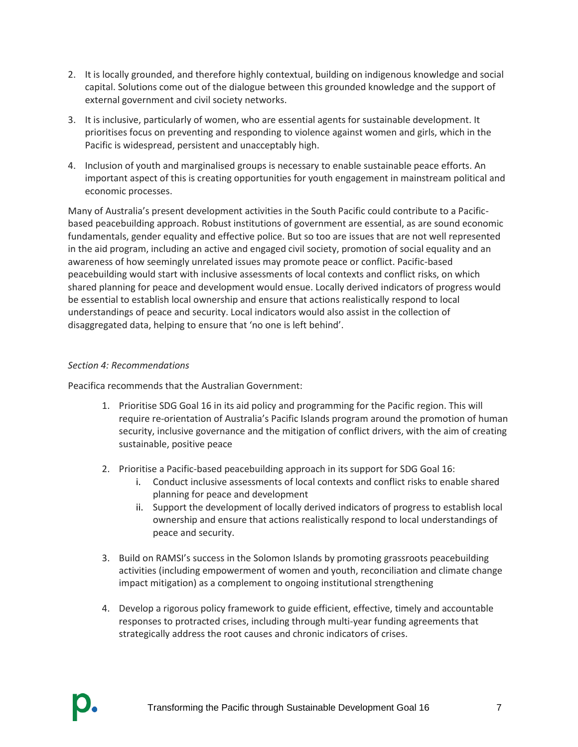2. It is locally grounded, and therefore highly contextual, building on indigenous knowledge and social capital. Solutions come out of the dialogue between this grounded knowledge and the support of external government and civil society networks.
3. It is inclusive, particularly of women, who are essential agents for sustainable development. It prioritises focus on preventing and responding to violence against women and girls, which in the Pacific is widespread, persistent and unacceptably high.
4. Inclusion of youth and marginalised groups is necessary to enable sustainable peace efforts. An important aspect of this is creating opportunities for youth engagement in mainstream political and economic processes.

Many of Australia's present development activities in the South Pacific could contribute to a Pacific-based peacebuilding approach. Robust institutions of government are essential, as are sound economic fundamentals, gender equality and effective police. But so too are issues that are not well represented in the aid program, including an active and engaged civil society, promotion of social equality and an awareness of how seemingly unrelated issues may promote peace or conflict. Pacific-based peacebuilding would start with inclusive assessments of local contexts and conflict risks, on which shared planning for peace and development would ensue. Locally derived indicators of progress would be essential to establish local ownership and ensure that actions realistically respond to local understandings of peace and security. Local indicators would also assist in the collection of disaggregated data, helping to ensure that 'no one is left behind'.

*Section 4: Recommendations*

Peacifica recommends that the Australian Government:

1. Prioritise SDG Goal 16 in its aid policy and programming for the Pacific region. This will require re-orientation of Australia's Pacific Islands program around the promotion of human security, inclusive governance and the mitigation of conflict drivers, with the aim of creating sustainable, positive peace
2. Prioritise a Pacific-based peacebuilding approach in its support for SDG Goal 16:
   i. Conduct inclusive assessments of local contexts and conflict risks to enable shared planning for peace and development
   ii. Support the development of locally derived indicators of progress to establish local ownership and ensure that actions realistically respond to local understandings of peace and security.
3. Build on RAMSI's success in the Solomon Islands by promoting grassroots peacebuilding activities (including empowerment of women and youth, reconciliation and climate change impact mitigation) as a complement to ongoing institutional strengthening
4. Develop a rigorous policy framework to guide efficient, effective, timely and accountable responses to protracted crises, including through multi-year funding agreements that strategically address the root causes and chronic indicators of crises.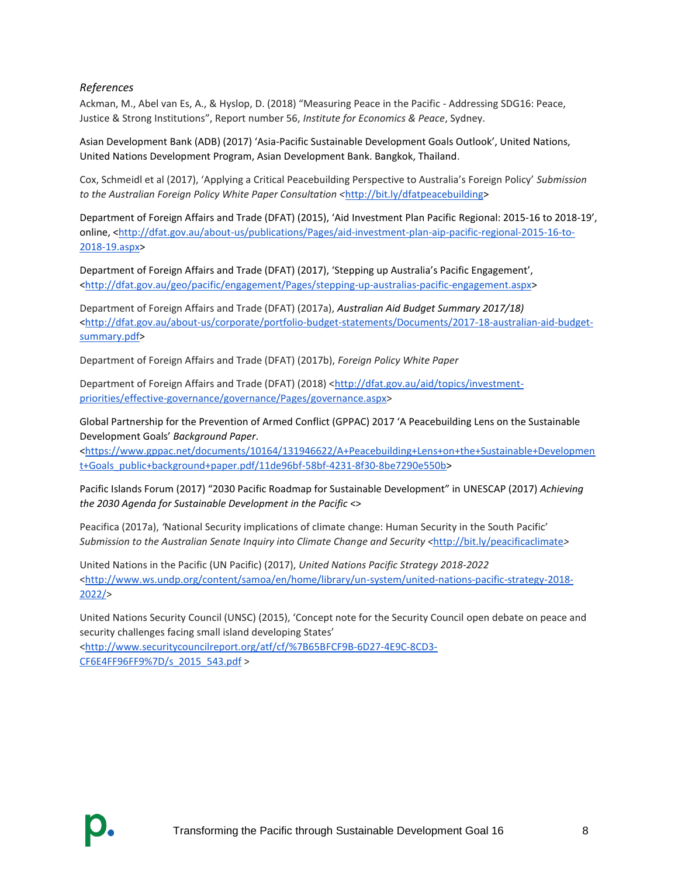*References*

Ackman, M., Abel van Es, A., & Hyslop, D. (2018) "Measuring Peace in the Pacific - Addressing SDG16: Peace, Justice & Strong Institutions", Report number 56, *Institute for Economics & Peace*, Sydney.

Asian Development Bank (ADB) (2017) 'Asia-Pacific Sustainable Development Goals Outlook', United Nations, United Nations Development Program, Asian Development Bank. Bangkok, Thailand.

Cox, Schmeidl et al (2017), 'Applying a Critical Peacebuilding Perspective to Australia's Foreign Policy' *Submission to the Australian Foreign Policy White Paper Consultation* <http://bit.ly/dfatpeacebuilding>

Department of Foreign Affairs and Trade (DFAT) (2015), 'Aid Investment Plan Pacific Regional: 2015-16 to 2018-19', online, <http://dfat.gov.au/about-us/publications/Pages/aid-investment-plan-aip-pacific-regional-2015-16-to-2018-19.aspx>

Department of Foreign Affairs and Trade (DFAT) (2017), 'Stepping up Australia's Pacific Engagement', <http://dfat.gov.au/geo/pacific/engagement/Pages/stepping-up-australias-pacific-engagement.aspx>

Department of Foreign Affairs and Trade (DFAT) (2017a), *Australian Aid Budget Summary 2017/18)* <http://dfat.gov.au/about-us/corporate/portfolio-budget-statements/Documents/2017-18-australian-aid-budget-summary.pdf>

Department of Foreign Affairs and Trade (DFAT) (2017b), *Foreign Policy White Paper*

Department of Foreign Affairs and Trade (DFAT) (2018) <http://dfat.gov.au/aid/topics/investment-priorities/effective-governance/governance/Pages/governance.aspx>

Global Partnership for the Prevention of Armed Conflict (GPPAC) 2017 'A Peacebuilding Lens on the Sustainable Development Goals' *Background Paper*. <https://www.gppac.net/documents/10164/131946622/A+Peacebuilding+Lens+on+the+Sustainable+Development+Goals_public+background+paper.pdf/11de96bf-58bf-4231-8f30-8be7290e550b>

Pacific Islands Forum (2017) "2030 Pacific Roadmap for Sustainable Development" in UNESCAP (2017) *Achieving the 2030 Agenda for Sustainable Development in the Pacific* <>

Peacifica (2017a), 'National Security implications of climate change: Human Security in the South Pacific' *Submission to the Australian Senate Inquiry into Climate Change and Security* <http://bit.ly/peacificaclimate>

United Nations in the Pacific (UN Pacific) (2017), *United Nations Pacific Strategy 2018-2022* <http://www.ws.undp.org/content/samoa/en/home/library/un-system/united-nations-pacific-strategy-2018-2022/>

United Nations Security Council (UNSC) (2015), 'Concept note for the Security Council open debate on peace and security challenges facing small island developing States' <http://www.securitycouncilreport.org/atf/cf/%7B65BFCF9B-6D27-4E9C-8CD3-CF6E4FF96FF9%7D/s_2015_543.pdf >